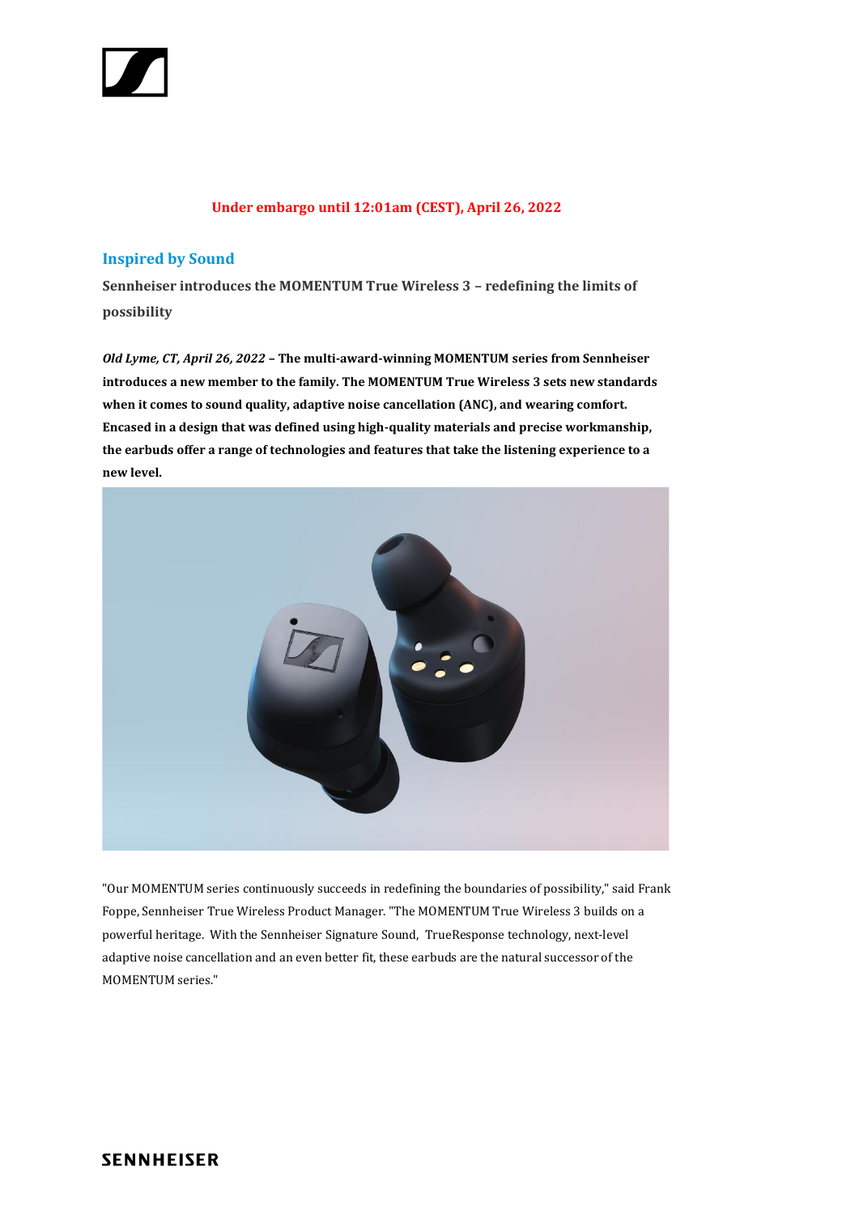**Under embargo until 12:01am (CEST), April 26, 2022**

## Inspired by Sound

### Sennheiser introduces the MOMENTUM True Wireless 3 – redefining the limits of possibility

***Old Lyme, CT, April 26, 2022*** **– The multi-award-winning MOMENTUM series from Sennheiser introduces a new member to the family. The MOMENTUM True Wireless 3 sets new standards when it comes to sound quality, adaptive noise cancellation (ANC), and wearing comfort. Encased in a design that was defined using high-quality materials and precise workmanship, the earbuds offer a range of technologies and features that take the listening experience to a new level.**

"Our MOMENTUM series continuously succeeds in redefining the boundaries of possibility," said Frank Foppe, Sennheiser True Wireless Product Manager. "The MOMENTUM True Wireless 3 builds on a powerful heritage. With the Sennheiser Signature Sound, TrueResponse technology, next-level adaptive noise cancellation and an even better fit, these earbuds are the natural successor of the MOMENTUM series."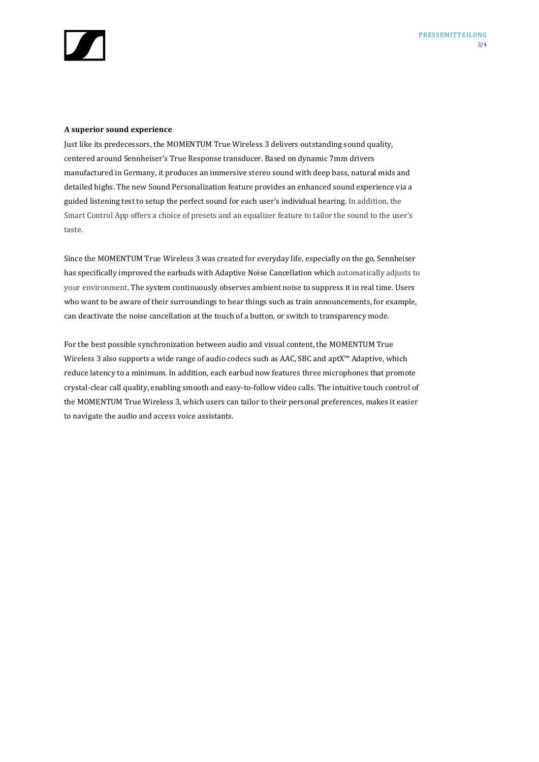**A superior sound experience**

Just like its predecessors, the MOMENTUM True Wireless 3 delivers outstanding sound quality, centered around Sennheiser's True Response transducer. Based on dynamic 7mm drivers manufactured in Germany, it produces an immersive stereo sound with deep bass, natural mids and detailed highs. The new Sound Personalization feature provides an enhanced sound experience via a guided listening test to setup the perfect sound for each user's individual hearing. In addition, the Smart Control App offers a choice of presets and an equalizer feature to tailor the sound to the user's taste.

Since the MOMENTUM True Wireless 3 was created for everyday life, especially on the go, Sennheiser has specifically improved the earbuds with Adaptive Noise Cancellation which automatically adjusts to your environment. The system continuously observes ambient noise to suppress it in real time. Users who want to be aware of their surroundings to hear things such as train announcements, for example, can deactivate the noise cancellation at the touch of a button, or switch to transparency mode.

For the best possible synchronization between audio and visual content, the MOMENTUM True Wireless 3 also supports a wide range of audio codecs such as AAC, SBC and aptX™ Adaptive, which reduce latency to a minimum. In addition, each earbud now features three microphones that promote crystal-clear call quality, enabling smooth and easy-to-follow video calls. The intuitive touch control of the MOMENTUM True Wireless 3, which users can tailor to their personal preferences, makes it easier to navigate the audio and access voice assistants.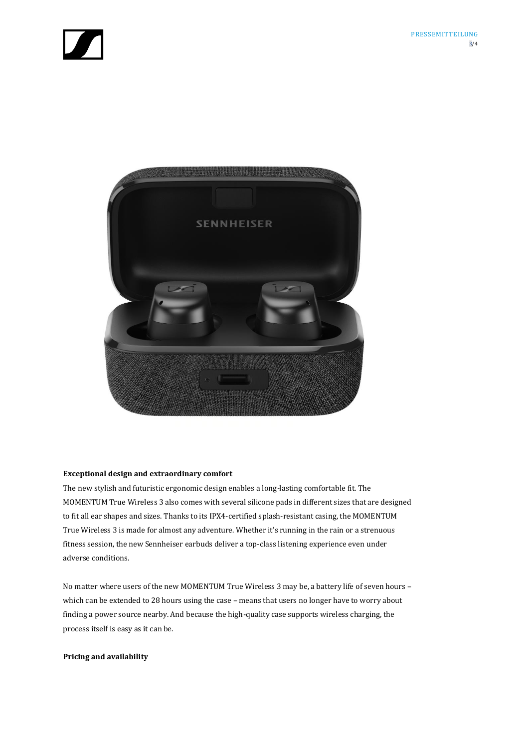**Exceptional design and extraordinary comfort**

The new stylish and futuristic ergonomic design enables a long-lasting comfortable fit. The MOMENTUM True Wireless 3 also comes with several silicone pads in different sizes that are designed to fit all ear shapes and sizes. Thanks to its IPX4-certified splash-resistant casing, the MOMENTUM True Wireless 3 is made for almost any adventure. Whether it's running in the rain or a strenuous fitness session, the new Sennheiser earbuds deliver a top-class listening experience even under adverse conditions.

No matter where users of the new MOMENTUM True Wireless 3 may be, a battery life of seven hours – which can be extended to 28 hours using the case – means that users no longer have to worry about finding a power source nearby. And because the high-quality case supports wireless charging, the process itself is easy as it can be.

**Pricing and availability**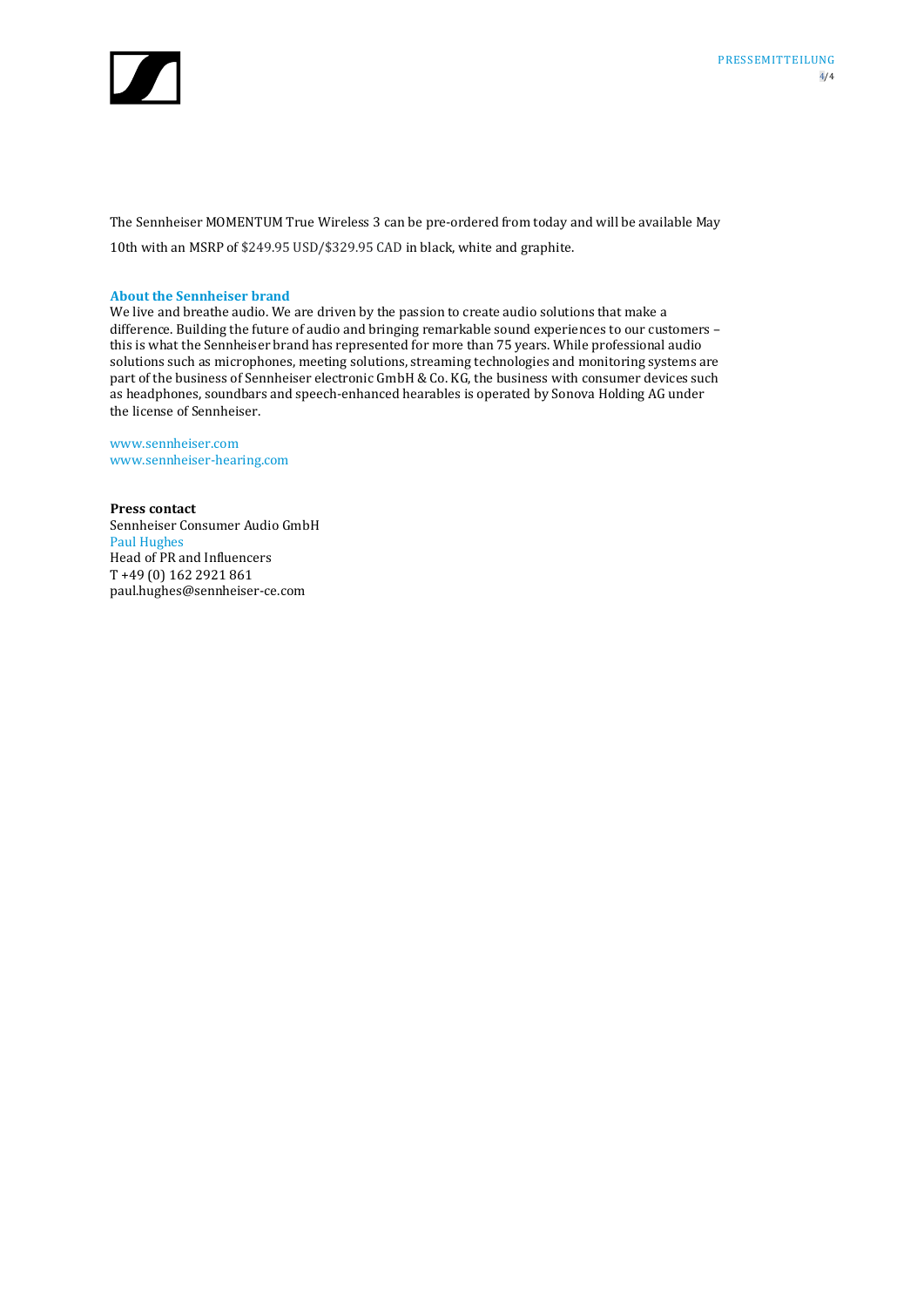The Sennheiser MOMENTUM True Wireless 3 can be pre-ordered from today and will be available May 10th with an MSRP of $249.95 USD/$329.95 CAD in black, white and graphite.

**About the Sennheiser brand**

We live and breathe audio. We are driven by the passion to create audio solutions that make a difference. Building the future of audio and bringing remarkable sound experiences to our customers – this is what the Sennheiser brand has represented for more than 75 years. While professional audio solutions such as microphones, meeting solutions, streaming technologies and monitoring systems are part of the business of Sennheiser electronic GmbH & Co. KG, the business with consumer devices such as headphones, soundbars and speech-enhanced hearables is operated by Sonova Holding AG under the license of Sennheiser.

www.sennheiser.com
www.sennheiser-hearing.com

**Press contact**

Sennheiser Consumer Audio GmbH
Paul Hughes
Head of PR and Influencers
T +49 (0) 162 2921 861
paul.hughes@sennheiser-ce.com